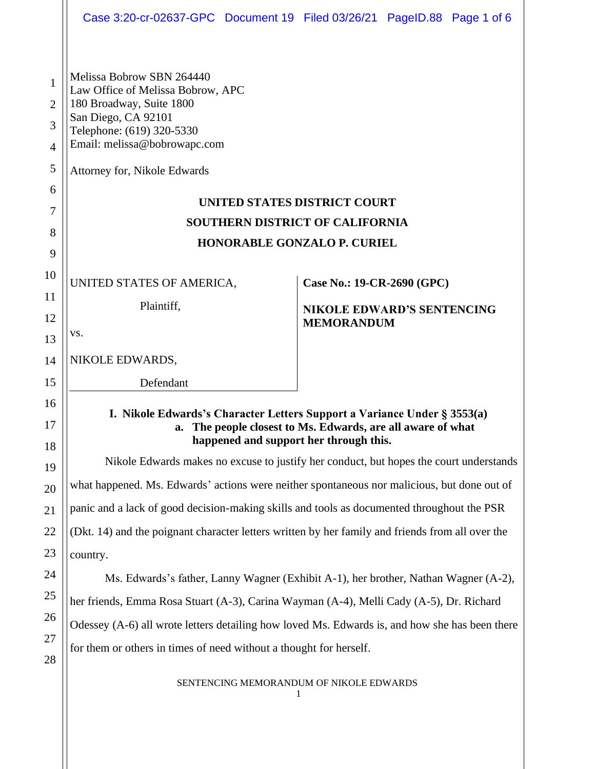Melissa Bobrow SBN 264440
Law Office of Melissa Bobrow, APC
180 Broadway, Suite 1800
San Diego, CA 92101
Telephone: (619) 320-5330
Email: melissa@bobrowapc.com

Attorney for, Nikole Edwards

**UNITED STATES DISTRICT COURT**

**SOUTHERN DISTRICT OF CALIFORNIA**

**HONORABLE GONZALO P. CURIEL**

| | |
|---|---|
| UNITED STATES OF AMERICA,<br><br>Plaintiff,<br><br>vs.<br><br>NIKOLE EDWARDS,<br><br>Defendant | **Case No.: 19-CR-2690 (GPC)**<br><br>**NIKOLE EDWARD'S SENTENCING MEMORANDUM** |

## I. Nikole Edwards's Character Letters Support a Variance Under § 3553(a)

### a. The people closest to Ms. Edwards, are all aware of what happened and support her through this.

Nikole Edwards makes no excuse to justify her conduct, but hopes the court understands what happened. Ms. Edwards' actions were neither spontaneous nor malicious, but done out of panic and a lack of good decision-making skills and tools as documented throughout the PSR (Dkt. 14) and the poignant character letters written by her family and friends from all over the country.

Ms. Edwards's father, Lanny Wagner (Exhibit A-1), her brother, Nathan Wagner (A-2), her friends, Emma Rosa Stuart (A-3), Carina Wayman (A-4), Melli Cady (A-5), Dr. Richard Odessey (A-6) all wrote letters detailing how loved Ms. Edwards is, and how she has been there for them or others in times of need without a thought for herself.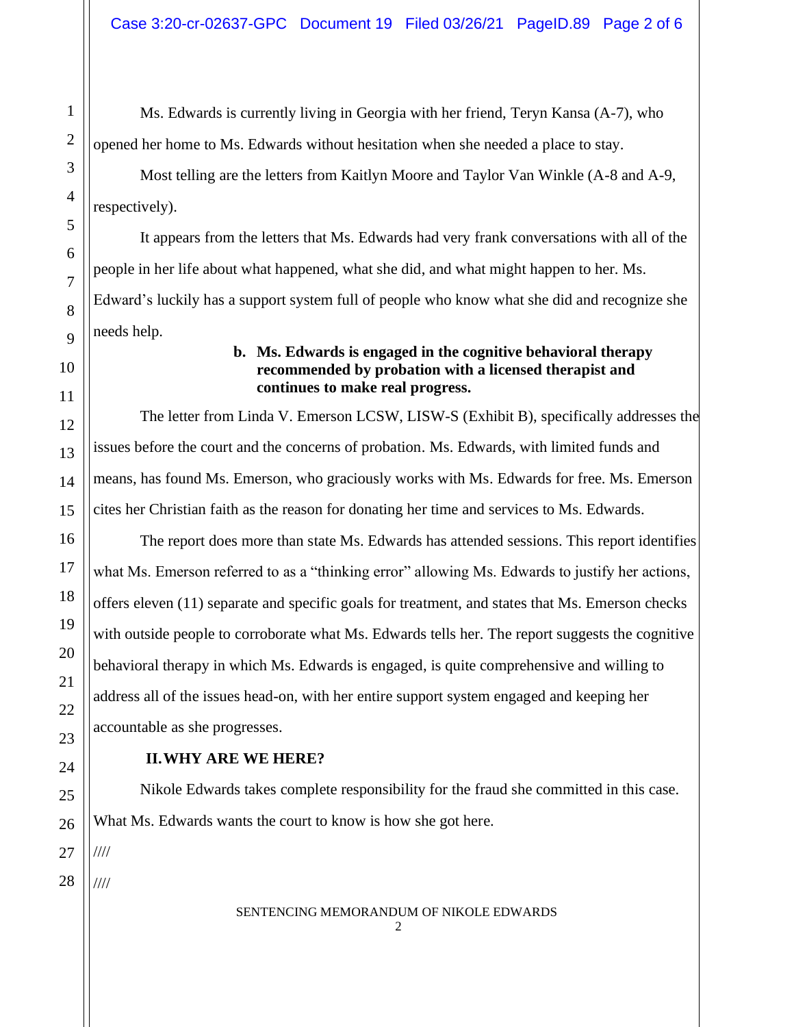Ms. Edwards is currently living in Georgia with her friend, Teryn Kansa (A-7), who opened her home to Ms. Edwards without hesitation when she needed a place to stay.

Most telling are the letters from Kaitlyn Moore and Taylor Van Winkle (A-8 and A-9, respectively).

It appears from the letters that Ms. Edwards had very frank conversations with all of the people in her life about what happened, what she did, and what might happen to her. Ms. Edward's luckily has a support system full of people who know what she did and recognize she needs help.

**b. Ms. Edwards is engaged in the cognitive behavioral therapy recommended by probation with a licensed therapist and continues to make real progress.**

The letter from Linda V. Emerson LCSW, LISW-S (Exhibit B), specifically addresses the issues before the court and the concerns of probation. Ms. Edwards, with limited funds and means, has found Ms. Emerson, who graciously works with Ms. Edwards for free. Ms. Emerson cites her Christian faith as the reason for donating her time and services to Ms. Edwards.

The report does more than state Ms. Edwards has attended sessions. This report identifies what Ms. Emerson referred to as a "thinking error" allowing Ms. Edwards to justify her actions, offers eleven (11) separate and specific goals for treatment, and states that Ms. Emerson checks with outside people to corroborate what Ms. Edwards tells her. The report suggests the cognitive behavioral therapy in which Ms. Edwards is engaged, is quite comprehensive and willing to address all of the issues head-on, with her entire support system engaged and keeping her accountable as she progresses.

## II. WHY ARE WE HERE?

Nikole Edwards takes complete responsibility for the fraud she committed in this case. What Ms. Edwards wants the court to know is how she got here.

////

////

SENTENCING MEMORANDUM OF NIKOLE EDWARDS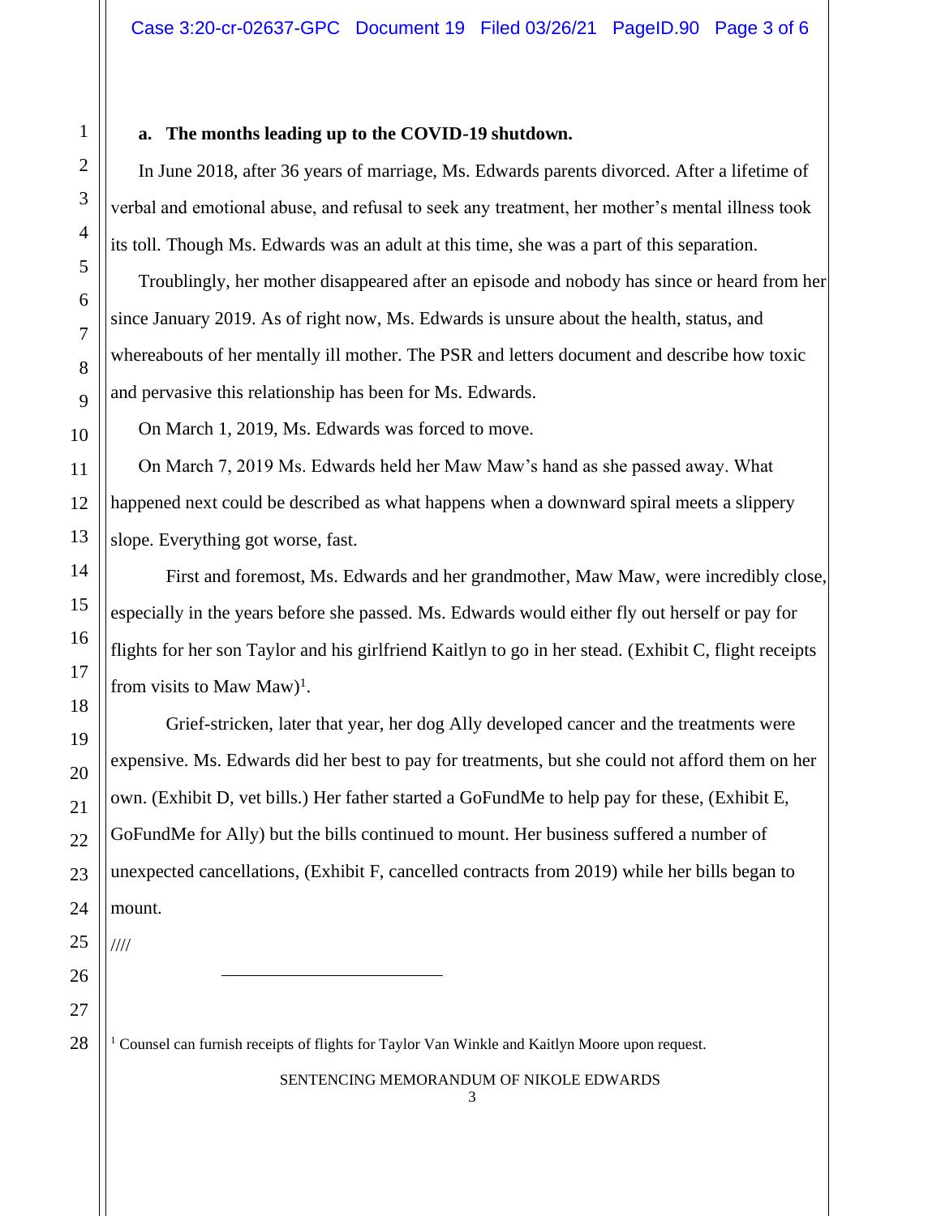**a. The months leading up to the COVID-19 shutdown.**

In June 2018, after 36 years of marriage, Ms. Edwards parents divorced. After a lifetime of verbal and emotional abuse, and refusal to seek any treatment, her mother's mental illness took its toll. Though Ms. Edwards was an adult at this time, she was a part of this separation.

Troublingly, her mother disappeared after an episode and nobody has since or heard from her since January 2019. As of right now, Ms. Edwards is unsure about the health, status, and whereabouts of her mentally ill mother. The PSR and letters document and describe how toxic and pervasive this relationship has been for Ms. Edwards.

On March 1, 2019, Ms. Edwards was forced to move.

On March 7, 2019 Ms. Edwards held her Maw Maw's hand as she passed away. What happened next could be described as what happens when a downward spiral meets a slippery slope. Everything got worse, fast.

First and foremost, Ms. Edwards and her grandmother, Maw Maw, were incredibly close, especially in the years before she passed. Ms. Edwards would either fly out herself or pay for flights for her son Taylor and his girlfriend Kaitlyn to go in her stead. (Exhibit C, flight receipts from visits to Maw Maw)[1].

Grief-stricken, later that year, her dog Ally developed cancer and the treatments were expensive. Ms. Edwards did her best to pay for treatments, but she could not afford them on her own. (Exhibit D, vet bills.) Her father started a GoFundMe to help pay for these, (Exhibit E, GoFundMe for Ally) but the bills continued to mount. Her business suffered a number of unexpected cancellations, (Exhibit F, cancelled contracts from 2019) while her bills began to mount.

////

[1] Counsel can furnish receipts of flights for Taylor Van Winkle and Kaitlyn Moore upon request.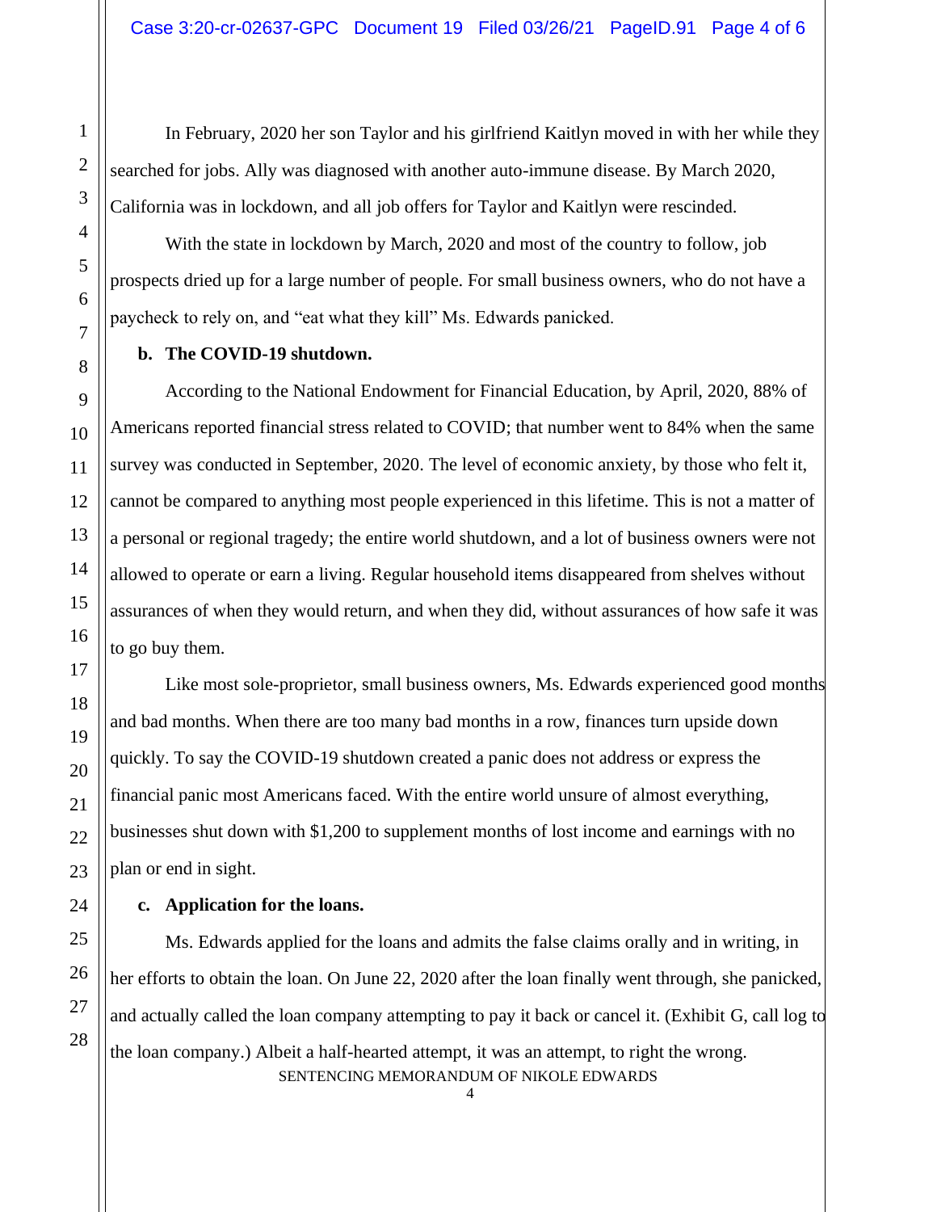In February, 2020 her son Taylor and his girlfriend Kaitlyn moved in with her while they searched for jobs. Ally was diagnosed with another auto-immune disease. By March 2020, California was in lockdown, and all job offers for Taylor and Kaitlyn were rescinded.

With the state in lockdown by March, 2020 and most of the country to follow, job prospects dried up for a large number of people. For small business owners, who do not have a paycheck to rely on, and "eat what they kill" Ms. Edwards panicked.

**b. The COVID-19 shutdown.**

According to the National Endowment for Financial Education, by April, 2020, 88% of Americans reported financial stress related to COVID; that number went to 84% when the same survey was conducted in September, 2020. The level of economic anxiety, by those who felt it, cannot be compared to anything most people experienced in this lifetime. This is not a matter of a personal or regional tragedy; the entire world shutdown, and a lot of business owners were not allowed to operate or earn a living. Regular household items disappeared from shelves without assurances of when they would return, and when they did, without assurances of how safe it was to go buy them.

Like most sole-proprietor, small business owners, Ms. Edwards experienced good months and bad months. When there are too many bad months in a row, finances turn upside down quickly. To say the COVID-19 shutdown created a panic does not address or express the financial panic most Americans faced. With the entire world unsure of almost everything, businesses shut down with $1,200 to supplement months of lost income and earnings with no plan or end in sight.

**c. Application for the loans.**

Ms. Edwards applied for the loans and admits the false claims orally and in writing, in her efforts to obtain the loan. On June 22, 2020 after the loan finally went through, she panicked, and actually called the loan company attempting to pay it back or cancel it. (Exhibit G, call log to the loan company.) Albeit a half-hearted attempt, it was an attempt, to right the wrong.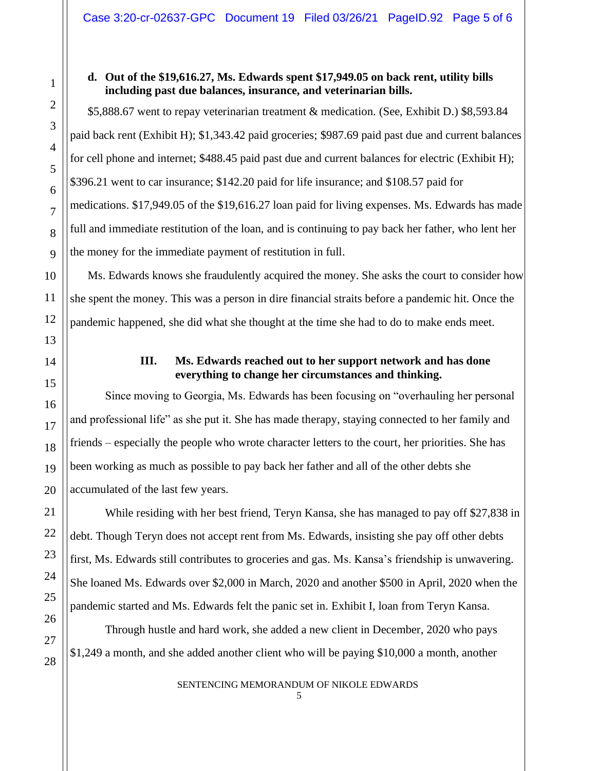**d. Out of the $19,616.27, Ms. Edwards spent $17,949.05 on back rent, utility bills including past due balances, insurance, and veterinarian bills.**

$5,888.67 went to repay veterinarian treatment & medication. (See, Exhibit D.) $8,593.84 paid back rent (Exhibit H); $1,343.42 paid groceries; $987.69 paid past due and current balances for cell phone and internet; $488.45 paid past due and current balances for electric (Exhibit H); $396.21 went to car insurance; $142.20 paid for life insurance; and $108.57 paid for medications. $17,949.05 of the $19,616.27 loan paid for living expenses. Ms. Edwards has made full and immediate restitution of the loan, and is continuing to pay back her father, who lent her the money for the immediate payment of restitution in full.

Ms. Edwards knows she fraudulently acquired the money. She asks the court to consider how she spent the money. This was a person in dire financial straits before a pandemic hit. Once the pandemic happened, she did what she thought at the time she had to do to make ends meet.

## III. Ms. Edwards reached out to her support network and has done everything to change her circumstances and thinking.

Since moving to Georgia, Ms. Edwards has been focusing on "overhauling her personal and professional life" as she put it. She has made therapy, staying connected to her family and friends – especially the people who wrote character letters to the court, her priorities. She has been working as much as possible to pay back her father and all of the other debts she accumulated of the last few years.

While residing with her best friend, Teryn Kansa, she has managed to pay off $27,838 in debt. Though Teryn does not accept rent from Ms. Edwards, insisting she pay off other debts first, Ms. Edwards still contributes to groceries and gas. Ms. Kansa's friendship is unwavering. She loaned Ms. Edwards over $2,000 in March, 2020 and another $500 in April, 2020 when the pandemic started and Ms. Edwards felt the panic set in. Exhibit I, loan from Teryn Kansa.

Through hustle and hard work, she added a new client in December, 2020 who pays $1,249 a month, and she added another client who will be paying $10,000 a month, another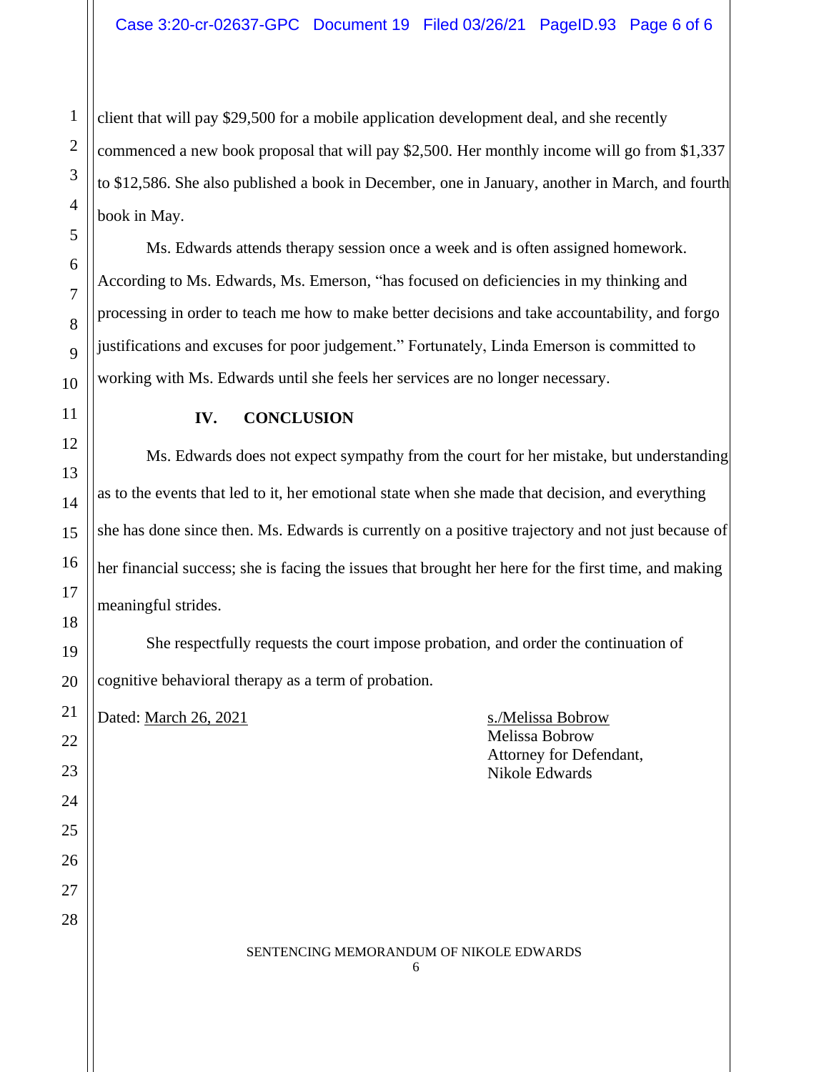client that will pay $29,500 for a mobile application development deal, and she recently commenced a new book proposal that will pay $2,500. Her monthly income will go from $1,337 to $12,586. She also published a book in December, one in January, another in March, and fourth book in May.

Ms. Edwards attends therapy session once a week and is often assigned homework. According to Ms. Edwards, Ms. Emerson, "has focused on deficiencies in my thinking and processing in order to teach me how to make better decisions and take accountability, and forgo justifications and excuses for poor judgement." Fortunately, Linda Emerson is committed to working with Ms. Edwards until she feels her services are no longer necessary.

## IV. CONCLUSION

Ms. Edwards does not expect sympathy from the court for her mistake, but understanding as to the events that led to it, her emotional state when she made that decision, and everything she has done since then. Ms. Edwards is currently on a positive trajectory and not just because of her financial success; she is facing the issues that brought her here for the first time, and making meaningful strides.

She respectfully requests the court impose probation, and order the continuation of cognitive behavioral therapy as a term of probation.

Dated: March 26, 2021

s./Melissa Bobrow
Melissa Bobrow
Attorney for Defendant,
Nikole Edwards